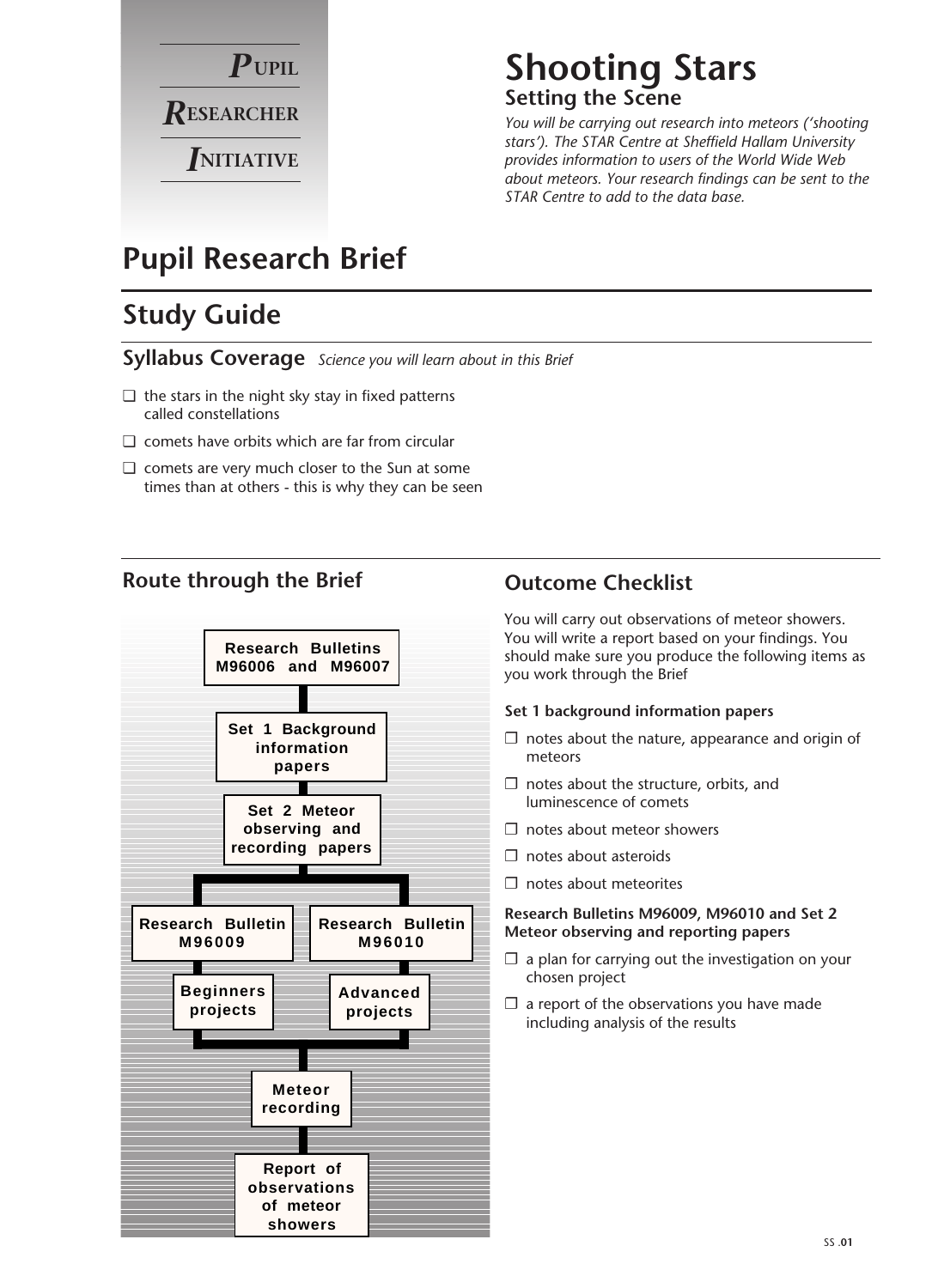**P**UPIL

**R**ESEARCHER

**I**NITIATIVE

# Shooting Stars

## Setting the Scene

*You will be carrying out research into meteors ('shooting stars'). The STAR Centre at Sheffield Hallam University provides information to users of the World Wide Web about meteors. Your research findings can be sent to the STAR Centre to add to the data base.*

# Pupil Research Brief

## Study Guide

### Syllabus Coverage *Science you will learn about in this Brief*

- ❑ the stars in the night sky stay in fixed patterns called constellations
- ❑ comets have orbits which are far from circular
- ❑ comets are very much closer to the Sun at some times than at others - this is why they can be seen

### Route through the Brief

Research Bulletins M96006 and M96007

↓

Set 1 Background information papers

↓

Set 2 Meteor observing and recording papers

↓

Research Bulletin M96009 → Beginners projects

Research Bulletin M96010 → Advanced projects

↓

Meteor recording

↓

Report of observations of meteor showers

### Outcome Checklist

You will carry out observations of meteor showers. You will write a report based on your findings. You should make sure you produce the following items as you work through the Brief

**Set 1 background information papers**

- ❑ notes about the nature, appearance and origin of meteors
- ❑ notes about the structure, orbits, and luminescence of comets
- ❑ notes about meteor showers
- ❑ notes about asteroids
- ❑ notes about meteorites

**Research Bulletins M96009, M96010 and Set 2 Meteor observing and reporting papers**

- ❑ a plan for carrying out the investigation on your chosen project
- ❑ a report of the observations you have made including analysis of the results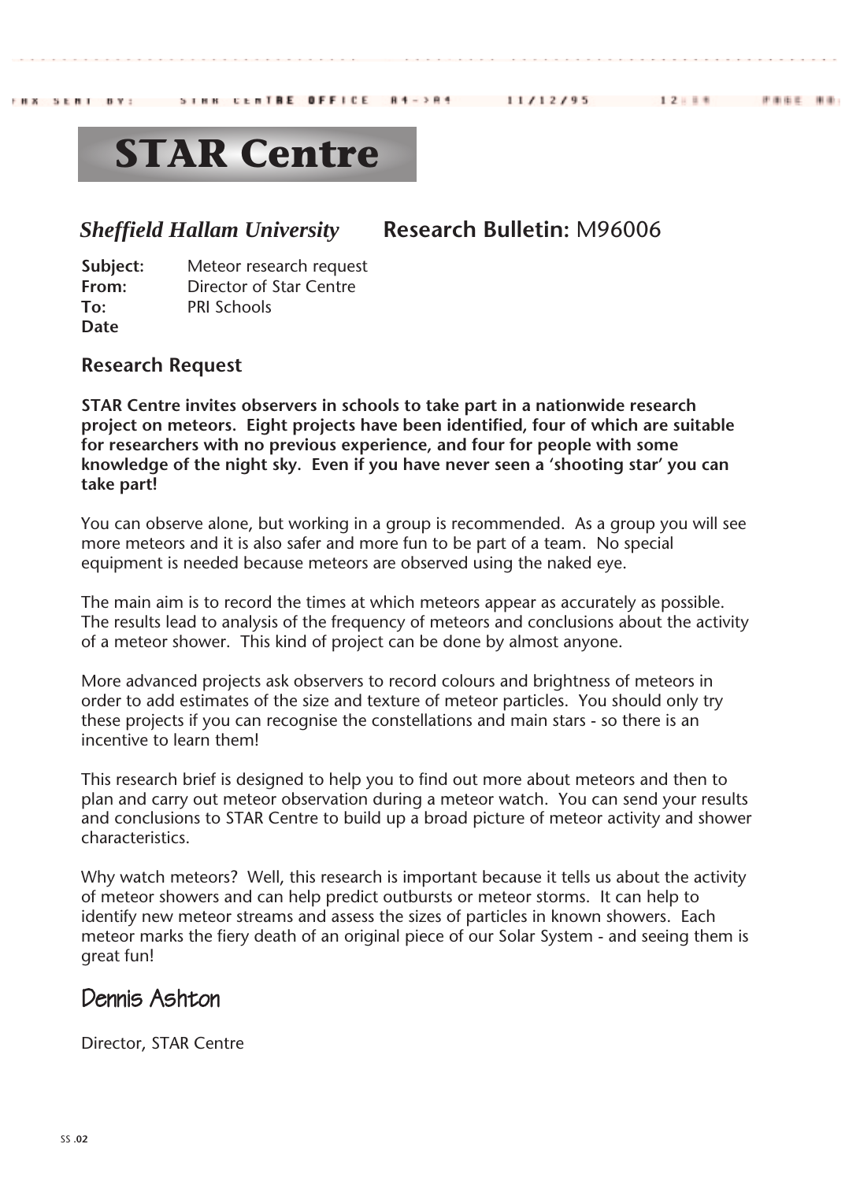FAX SENT BY: STAR CENTRE OFFICE A4->A4 11/12/95 12:__ PAGE NO:

# STAR Centre

***Sheffield Hallam University*** **Research Bulletin:** M96006

**Subject:** Meteor research request
**From:** Director of Star Centre
**To:** PRI Schools
**Date**

## Research Request

**STAR Centre invites observers in schools to take part in a nationwide research project on meteors. Eight projects have been identified, four of which are suitable for researchers with no previous experience, and four for people with some knowledge of the night sky. Even if you have never seen a 'shooting star' you can take part!**

You can observe alone, but working in a group is recommended. As a group you will see more meteors and it is also safer and more fun to be part of a team. No special equipment is needed because meteors are observed using the naked eye.

The main aim is to record the times at which meteors appear as accurately as possible. The results lead to analysis of the frequency of meteors and conclusions about the activity of a meteor shower. This kind of project can be done by almost anyone.

More advanced projects ask observers to record colours and brightness of meteors in order to add estimates of the size and texture of meteor particles. You should only try these projects if you can recognise the constellations and main stars - so there is an incentive to learn them!

This research brief is designed to help you to find out more about meteors and then to plan and carry out meteor observation during a meteor watch. You can send your results and conclusions to STAR Centre to build up a broad picture of meteor activity and shower characteristics.

Why watch meteors? Well, this research is important because it tells us about the activity of meteor showers and can help predict outbursts or meteor storms. It can help to identify new meteor streams and assess the sizes of particles in known showers. Each meteor marks the fiery death of an original piece of our Solar System - and seeing them is great fun!

Dennis Ashton

Director, STAR Centre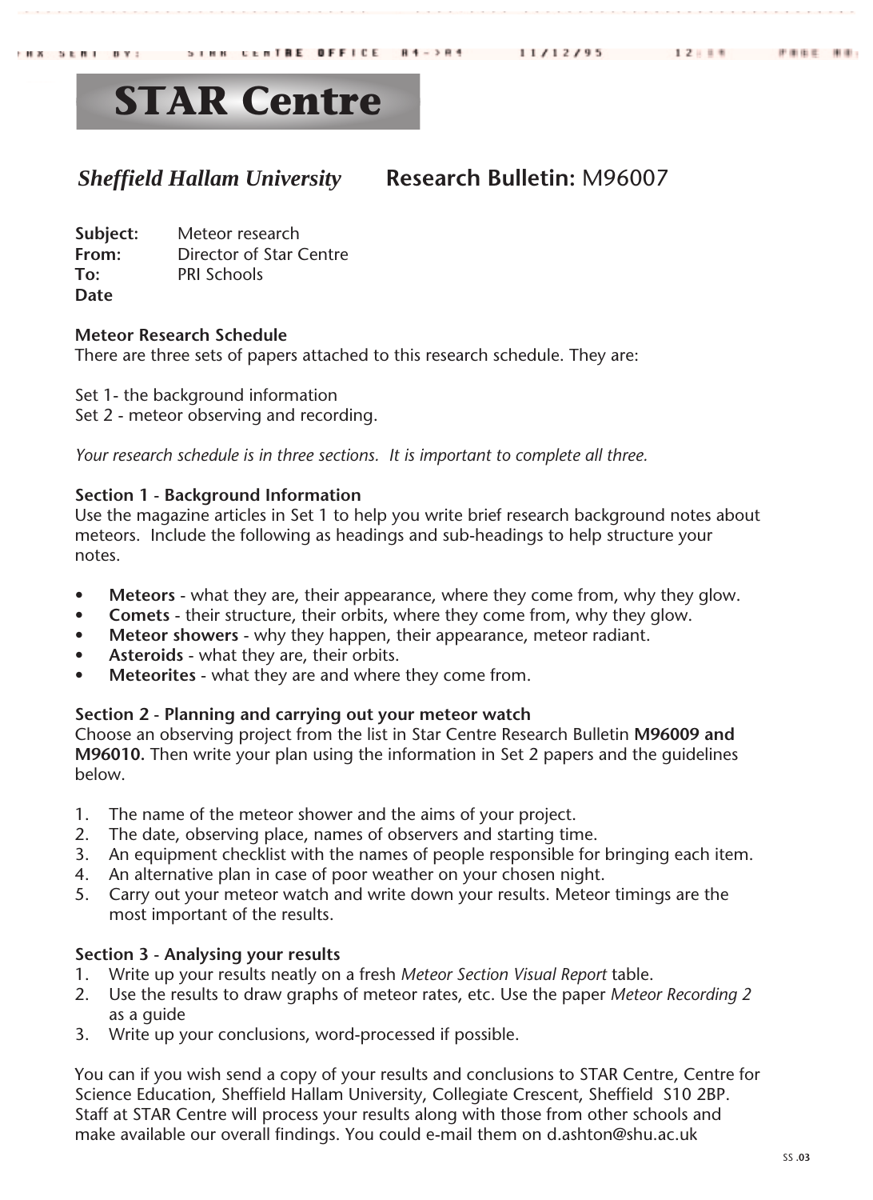# STAR Centre

***Sheffield Hallam University*** **Research Bulletin:** M96007

**Subject:** Meteor research
**From:** Director of Star Centre
**To:** PRI Schools
**Date**

**Meteor Research Schedule**
There are three sets of papers attached to this research schedule. They are:

Set 1- the background information
Set 2 - meteor observing and recording.

*Your research schedule is in three sections. It is important to complete all three.*

**Section 1 - Background Information**
Use the magazine articles in Set 1 to help you write brief research background notes about meteors. Include the following as headings and sub-headings to help structure your notes.

- **Meteors** - what they are, their appearance, where they come from, why they glow.
- **Comets** - their structure, their orbits, where they come from, why they glow.
- **Meteor showers** - why they happen, their appearance, meteor radiant.
- **Asteroids** - what they are, their orbits.
- **Meteorites** - what they are and where they come from.

**Section 2 - Planning and carrying out your meteor watch**
Choose an observing project from the list in Star Centre Research Bulletin **M96009 and M96010.** Then write your plan using the information in Set 2 papers and the guidelines below.

1. The name of the meteor shower and the aims of your project.
2. The date, observing place, names of observers and starting time.
3. An equipment checklist with the names of people responsible for bringing each item.
4. An alternative plan in case of poor weather on your chosen night.
5. Carry out your meteor watch and write down your results. Meteor timings are the most important of the results.

**Section 3 - Analysing your results**
1. Write up your results neatly on a fresh *Meteor Section Visual Report* table.
2. Use the results to draw graphs of meteor rates, etc. Use the paper *Meteor Recording 2* as a guide
3. Write up your conclusions, word-processed if possible.

You can if you wish send a copy of your results and conclusions to STAR Centre, Centre for Science Education, Sheffield Hallam University, Collegiate Crescent, Sheffield S10 2BP. Staff at STAR Centre will process your results along with those from other schools and make available our overall findings. You could e-mail them on d.ashton@shu.ac.uk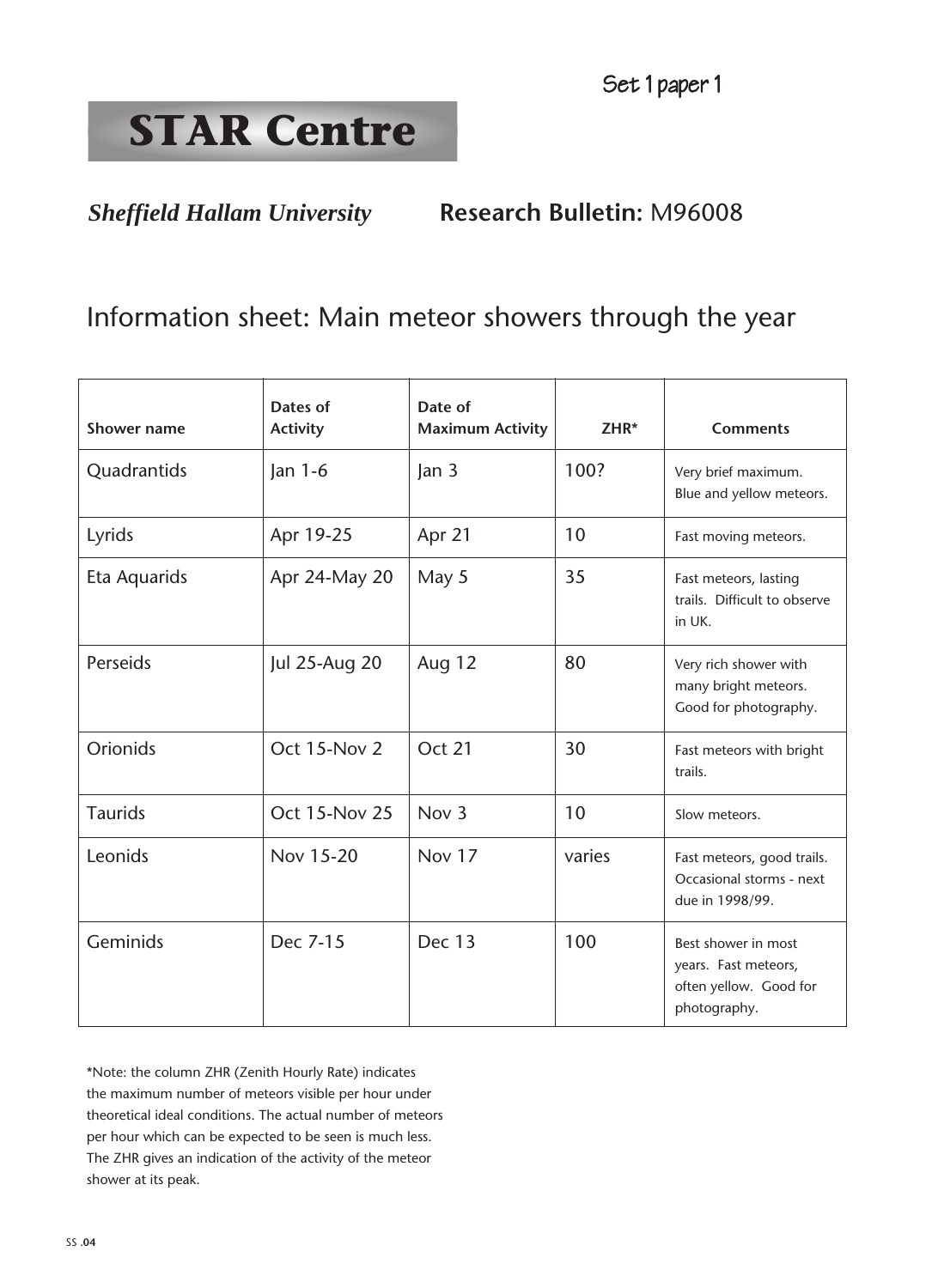Set 1 paper 1

# STAR Centre

*Sheffield Hallam University* **Research Bulletin:** M96008

## Information sheet: Main meteor showers through the year

| Shower name | Dates of Activity | Date of Maximum Activity | ZHR* | Comments |
|---|---|---|---|---|
| Quadrantids | Jan 1-6 | Jan 3 | 100? | Very brief maximum. Blue and yellow meteors. |
| Lyrids | Apr 19-25 | Apr 21 | 10 | Fast moving meteors. |
| Eta Aquarids | Apr 24-May 20 | May 5 | 35 | Fast meteors, lasting trails. Difficult to observe in UK. |
| Perseids | Jul 25-Aug 20 | Aug 12 | 80 | Very rich shower with many bright meteors. Good for photography. |
| Orionids | Oct 15-Nov 2 | Oct 21 | 30 | Fast meteors with bright trails. |
| Taurids | Oct 15-Nov 25 | Nov 3 | 10 | Slow meteors. |
| Leonids | Nov 15-20 | Nov 17 | varies | Fast meteors, good trails. Occasional storms - next due in 1998/99. |
| Geminids | Dec 7-15 | Dec 13 | 100 | Best shower in most years. Fast meteors, often yellow. Good for photography. |

*Note: the column ZHR (Zenith Hourly Rate) indicates the maximum number of meteors visible per hour under theoretical ideal conditions. The actual number of meteors per hour which can be expected to be seen is much less. The ZHR gives an indication of the activity of the meteor shower at its peak.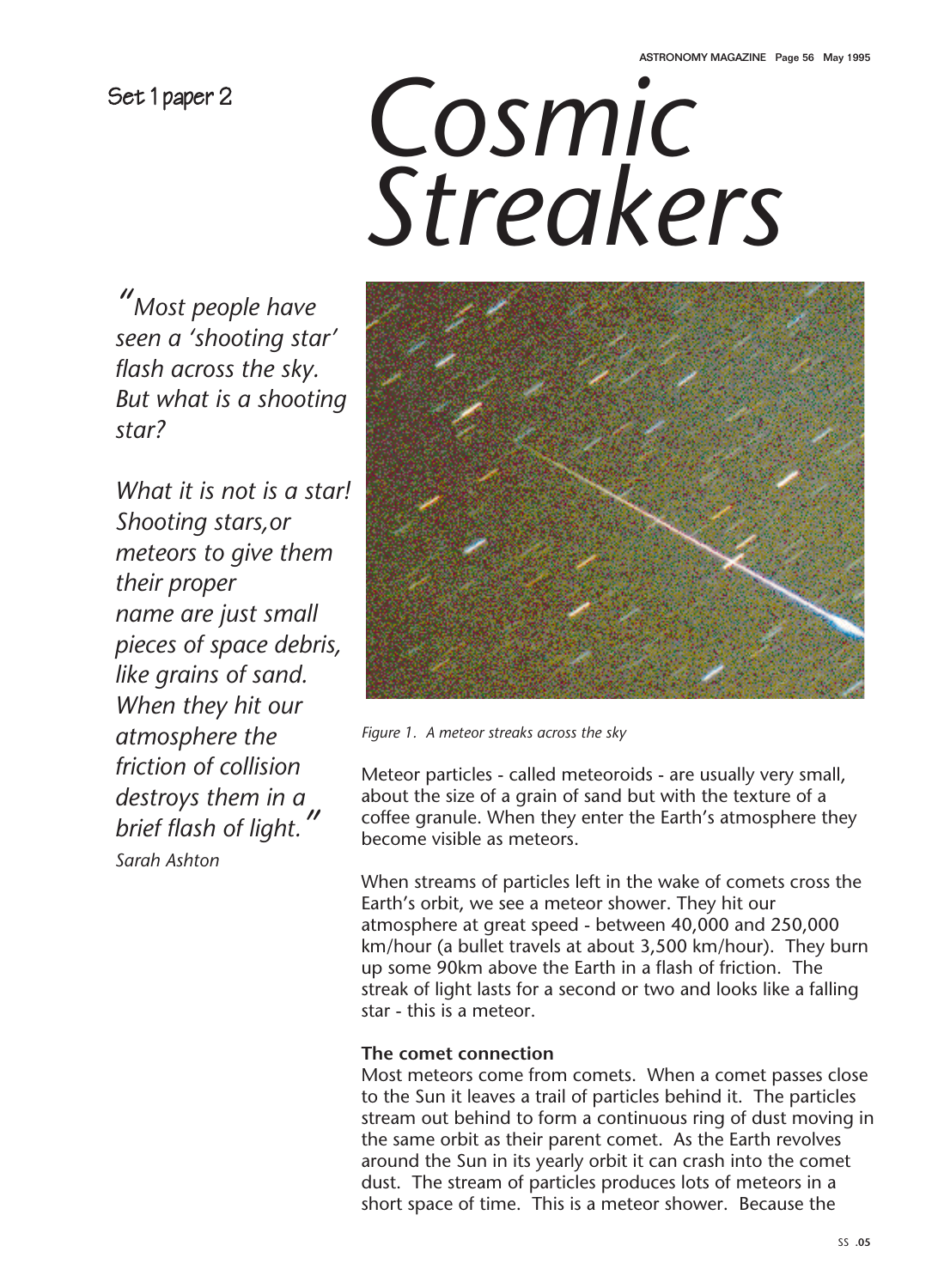Set 1 paper 2

ASTRONOMY MAGAZINE Page 56 May 1995

# *Cosmic Streakers*

*"Most people have seen a 'shooting star' flash across the sky. But what is a shooting star?*

*What it is not is a star! Shooting stars,or meteors to give them their proper name are just small pieces of space debris, like grains of sand. When they hit our atmosphere the friction of collision destroys them in a brief flash of light."*

*Sarah Ashton*

*Figure 1. A meteor streaks across the sky*

Meteor particles - called meteoroids - are usually very small, about the size of a grain of sand but with the texture of a coffee granule. When they enter the Earth's atmosphere they become visible as meteors.

When streams of particles left in the wake of comets cross the Earth's orbit, we see a meteor shower. They hit our atmosphere at great speed - between 40,000 and 250,000 km/hour (a bullet travels at about 3,500 km/hour). They burn up some 90km above the Earth in a flash of friction. The streak of light lasts for a second or two and looks like a falling star - this is a meteor.

**The comet connection**

Most meteors come from comets. When a comet passes close to the Sun it leaves a trail of particles behind it. The particles stream out behind to form a continuous ring of dust moving in the same orbit as their parent comet. As the Earth revolves around the Sun in its yearly orbit it can crash into the comet dust. The stream of particles produces lots of meteors in a short space of time. This is a meteor shower. Because the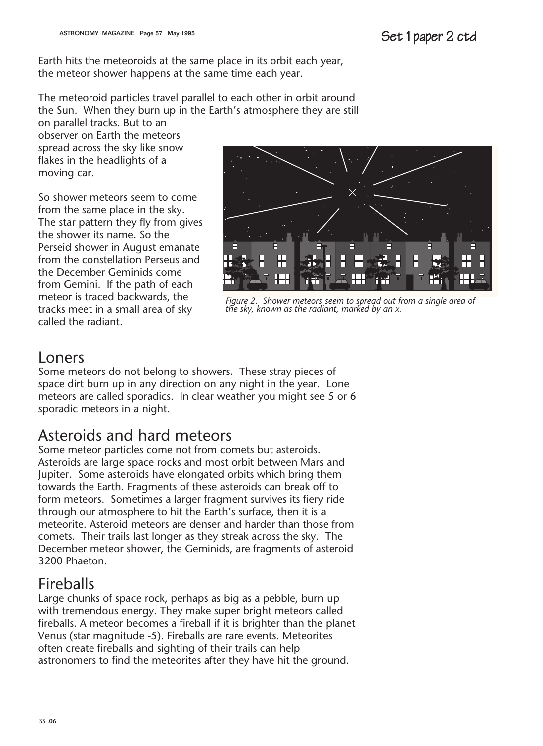Earth hits the meteoroids at the same place in its orbit each year, the meteor shower happens at the same time each year.

The meteoroid particles travel parallel to each other in orbit around the Sun. When they burn up in the Earth's atmosphere they are still on parallel tracks. But to an observer on Earth the meteors spread across the sky like snow flakes in the headlights of a moving car.

So shower meteors seem to come from the same place in the sky. The star pattern they fly from gives the shower its name. So the Perseid shower in August emanate from the constellation Perseus and the December Geminids come from Gemini. If the path of each meteor is traced backwards, the tracks meet in a small area of sky called the radiant.

*Figure 2. Shower meteors seem to spread out from a single area of the sky, known as the radiant, marked by an x.*

## Loners

Some meteors do not belong to showers. These stray pieces of space dirt burn up in any direction on any night in the year. Lone meteors are called sporadics. In clear weather you might see 5 or 6 sporadic meteors in a night.

## Asteroids and hard meteors

Some meteor particles come not from comets but asteroids. Asteroids are large space rocks and most orbit between Mars and Jupiter. Some asteroids have elongated orbits which bring them towards the Earth. Fragments of these asteroids can break off to form meteors. Sometimes a larger fragment survives its fiery ride through our atmosphere to hit the Earth's surface, then it is a meteorite. Asteroid meteors are denser and harder than those from comets. Their trails last longer as they streak across the sky. The December meteor shower, the Geminids, are fragments of asteroid 3200 Phaeton.

## Fireballs

Large chunks of space rock, perhaps as big as a pebble, burn up with tremendous energy. They make super bright meteors called fireballs. A meteor becomes a fireball if it is brighter than the planet Venus (star magnitude -5). Fireballs are rare events. Meteorites often create fireballs and sighting of their trails can help astronomers to find the meteorites after they have hit the ground.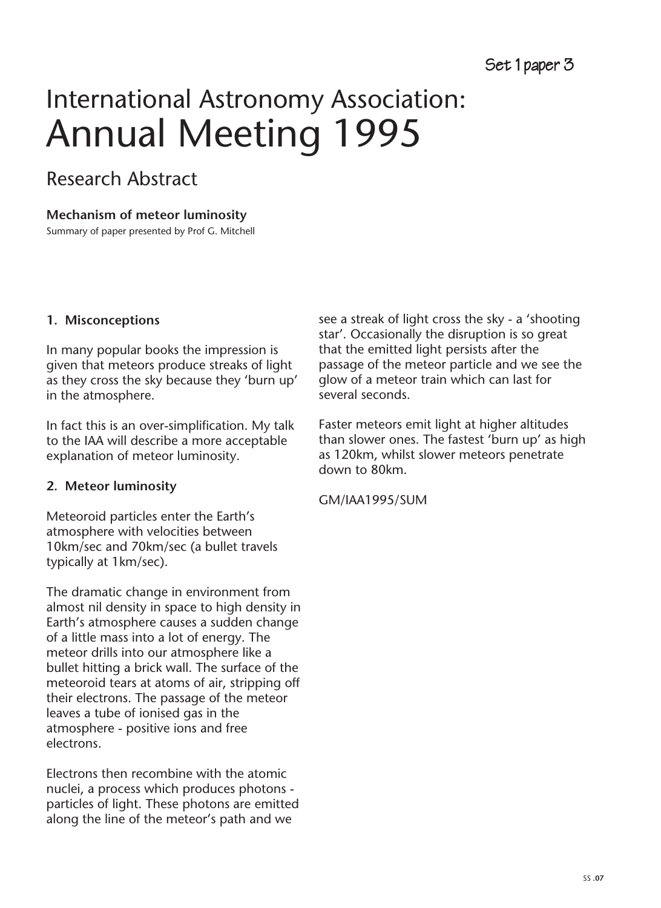Set 1 paper 3

# International Astronomy Association: Annual Meeting 1995

## Research Abstract

**Mechanism of meteor luminosity**

Summary of paper presented by Prof G. Mitchell

### 1. Misconceptions

In many popular books the impression is given that meteors produce streaks of light as they cross the sky because they 'burn up' in the atmosphere.

In fact this is an over-simplification. My talk to the IAA will describe a more acceptable explanation of meteor luminosity.

### 2. Meteor luminosity

Meteoroid particles enter the Earth's atmosphere with velocities between 10km/sec and 70km/sec (a bullet travels typically at 1km/sec).

The dramatic change in environment from almost nil density in space to high density in Earth's atmosphere causes a sudden change of a little mass into a lot of energy. The meteor drills into our atmosphere like a bullet hitting a brick wall. The surface of the meteoroid tears at atoms of air, stripping off their electrons. The passage of the meteor leaves a tube of ionised gas in the atmosphere - positive ions and free electrons.

Electrons then recombine with the atomic nuclei, a process which produces photons - particles of light. These photons are emitted along the line of the meteor's path and we see a streak of light cross the sky - a 'shooting star'. Occasionally the disruption is so great that the emitted light persists after the passage of the meteor particle and we see the glow of a meteor train which can last for several seconds.

Faster meteors emit light at higher altitudes than slower ones. The fastest 'burn up' as high as 120km, whilst slower meteors penetrate down to 80km.

GM/IAA1995/SUM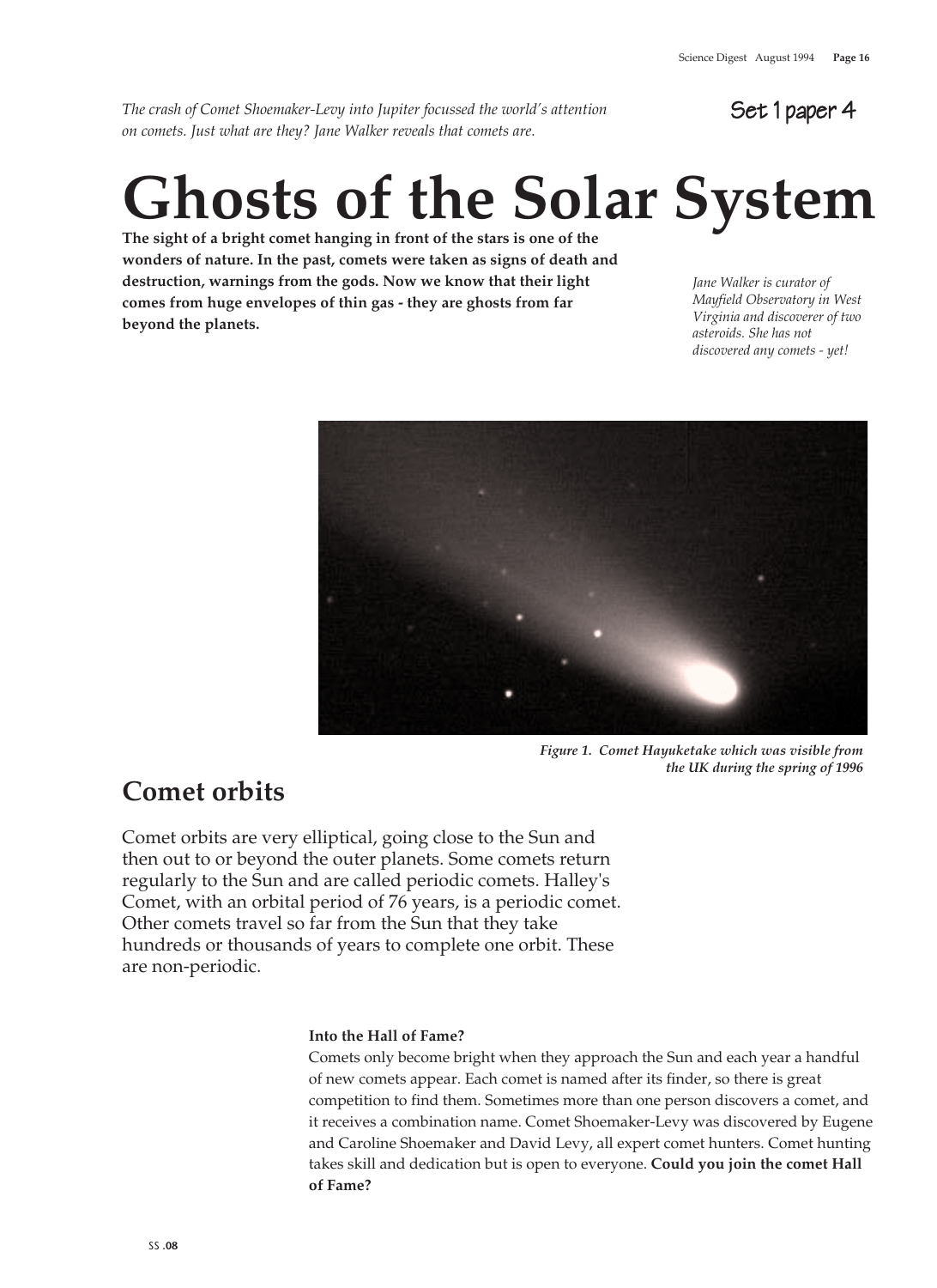*The crash of Comet Shoemaker-Levy into Jupiter focussed the world's attention on comets. Just what are they? Jane Walker reveals that comets are.*

Set 1 paper 4

# Ghosts of the Solar System

**The sight of a bright comet hanging in front of the stars is one of the wonders of nature. In the past, comets were taken as signs of death and destruction, warnings from the gods. Now we know that their light comes from huge envelopes of thin gas - they are ghosts from far beyond the planets.**

*Jane Walker is curator of Mayfield Observatory in West Virginia and discoverer of two asteroids. She has not discovered any comets - yet!*

***Figure 1. Comet Hayuketake which was visible from the UK during the spring of 1996***

## Comet orbits

Comet orbits are very elliptical, going close to the Sun and then out to or beyond the outer planets. Some comets return regularly to the Sun and are called periodic comets. Halley's Comet, with an orbital period of 76 years, is a periodic comet. Other comets travel so far from the Sun that they take hundreds or thousands of years to complete one orbit. These are non-periodic.

**Into the Hall of Fame?**

Comets only become bright when they approach the Sun and each year a handful of new comets appear. Each comet is named after its finder, so there is great competition to find them. Sometimes more than one person discovers a comet, and it receives a combination name. Comet Shoemaker-Levy was discovered by Eugene and Caroline Shoemaker and David Levy, all expert comet hunters. Comet hunting takes skill and dedication but is open to everyone. **Could you join the comet Hall of Fame?**

SS .08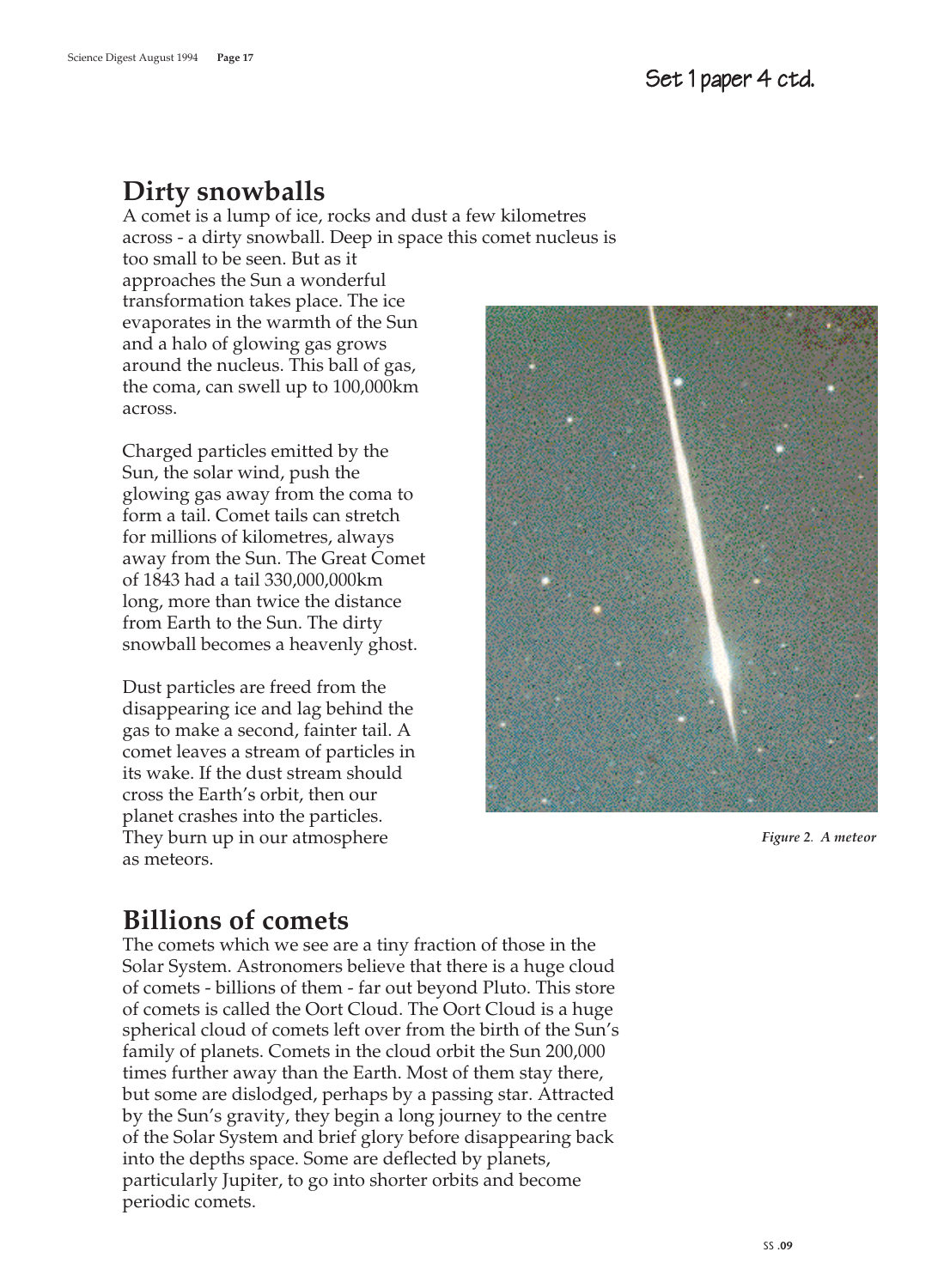Set 1 paper 4 ctd.

## Dirty snowballs

A comet is a lump of ice, rocks and dust a few kilometres across - a dirty snowball. Deep in space this comet nucleus is too small to be seen. But as it approaches the Sun a wonderful transformation takes place. The ice evaporates in the warmth of the Sun and a halo of glowing gas grows around the nucleus. This ball of gas, the coma, can swell up to 100,000km across.

Charged particles emitted by the Sun, the solar wind, push the glowing gas away from the coma to form a tail. Comet tails can stretch for millions of kilometres, always away from the Sun. The Great Comet of 1843 had a tail 330,000,000km long, more than twice the distance from Earth to the Sun. The dirty snowball becomes a heavenly ghost.

Dust particles are freed from the disappearing ice and lag behind the gas to make a second, fainter tail. A comet leaves a stream of particles in its wake. If the dust stream should cross the Earth's orbit, then our planet crashes into the particles. They burn up in our atmosphere as meteors.

*Figure 2. A meteor*

## Billions of comets

The comets which we see are a tiny fraction of those in the Solar System. Astronomers believe that there is a huge cloud of comets - billions of them - far out beyond Pluto. This store of comets is called the Oort Cloud. The Oort Cloud is a huge spherical cloud of comets left over from the birth of the Sun's family of planets. Comets in the cloud orbit the Sun 200,000 times further away than the Earth. Most of them stay there, but some are dislodged, perhaps by a passing star. Attracted by the Sun's gravity, they begin a long journey to the centre of the Solar System and brief glory before disappearing back into the depths space. Some are deflected by planets, particularly Jupiter, to go into shorter orbits and become periodic comets.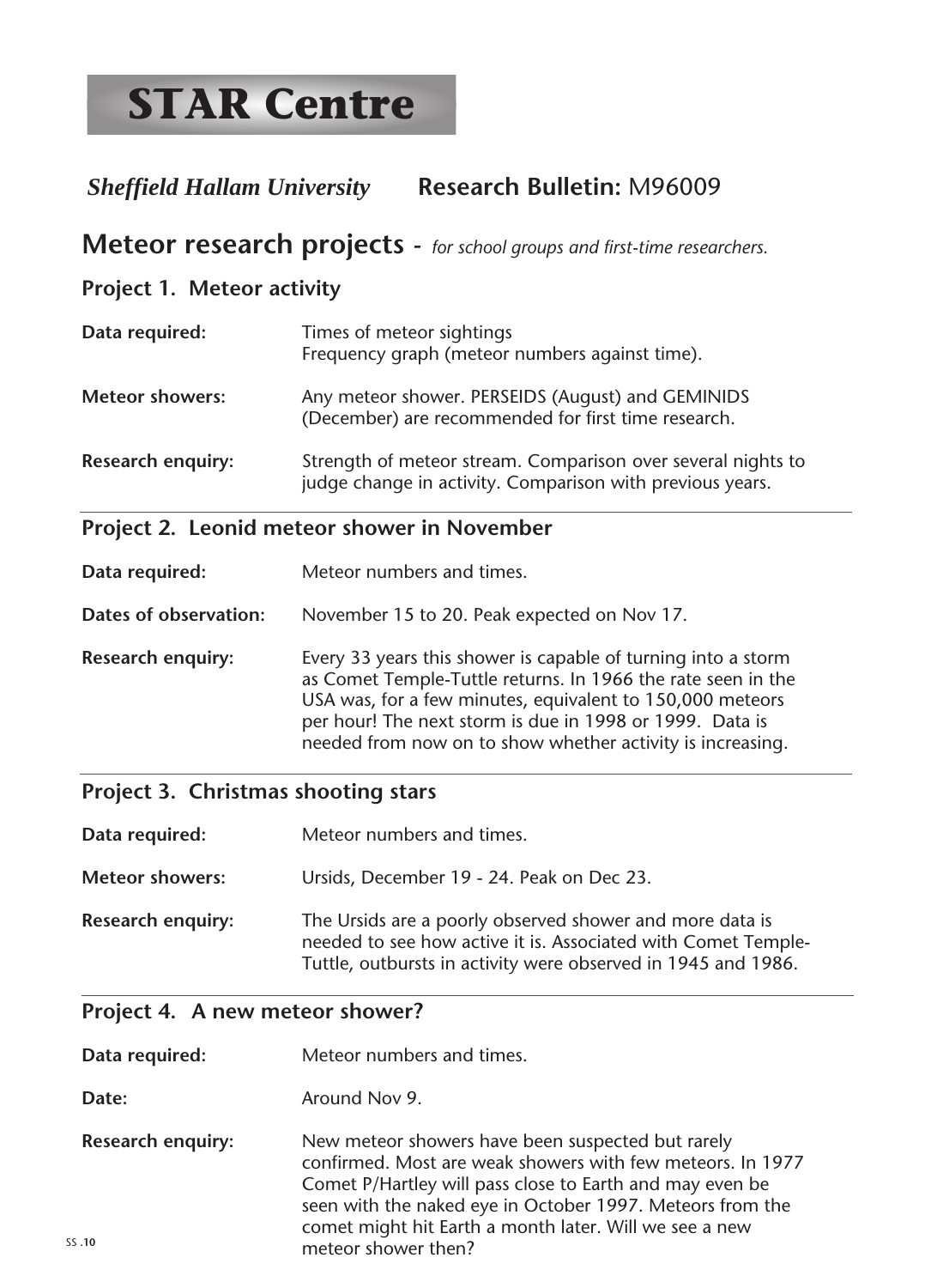# STAR Centre

*Sheffield Hallam University* **Research Bulletin:** M96009

## Meteor research projects - *for school groups and first-time researchers.*

### Project 1. Meteor activity

**Data required:** Times of meteor sightings
Frequency graph (meteor numbers against time).

**Meteor showers:** Any meteor shower. PERSEIDS (August) and GEMINIDS (December) are recommended for first time research.

**Research enquiry:** Strength of meteor stream. Comparison over several nights to judge change in activity. Comparison with previous years.

### Project 2. Leonid meteor shower in November

**Data required:** Meteor numbers and times.

**Dates of observation:** November 15 to 20. Peak expected on Nov 17.

**Research enquiry:** Every 33 years this shower is capable of turning into a storm as Comet Temple-Tuttle returns. In 1966 the rate seen in the USA was, for a few minutes, equivalent to 150,000 meteors per hour! The next storm is due in 1998 or 1999. Data is needed from now on to show whether activity is increasing.

### Project 3. Christmas shooting stars

**Data required:** Meteor numbers and times.

**Meteor showers:** Ursids, December 19 - 24. Peak on Dec 23.

**Research enquiry:** The Ursids are a poorly observed shower and more data is needed to see how active it is. Associated with Comet Temple-Tuttle, outbursts in activity were observed in 1945 and 1986.

### Project 4. A new meteor shower?

**Data required:** Meteor numbers and times.

**Date:** Around Nov 9.

**Research enquiry:** New meteor showers have been suspected but rarely confirmed. Most are weak showers with few meteors. In 1977 Comet P/Hartley will pass close to Earth and may even be seen with the naked eye in October 1997. Meteors from the comet might hit Earth a month later. Will we see a new meteor shower then?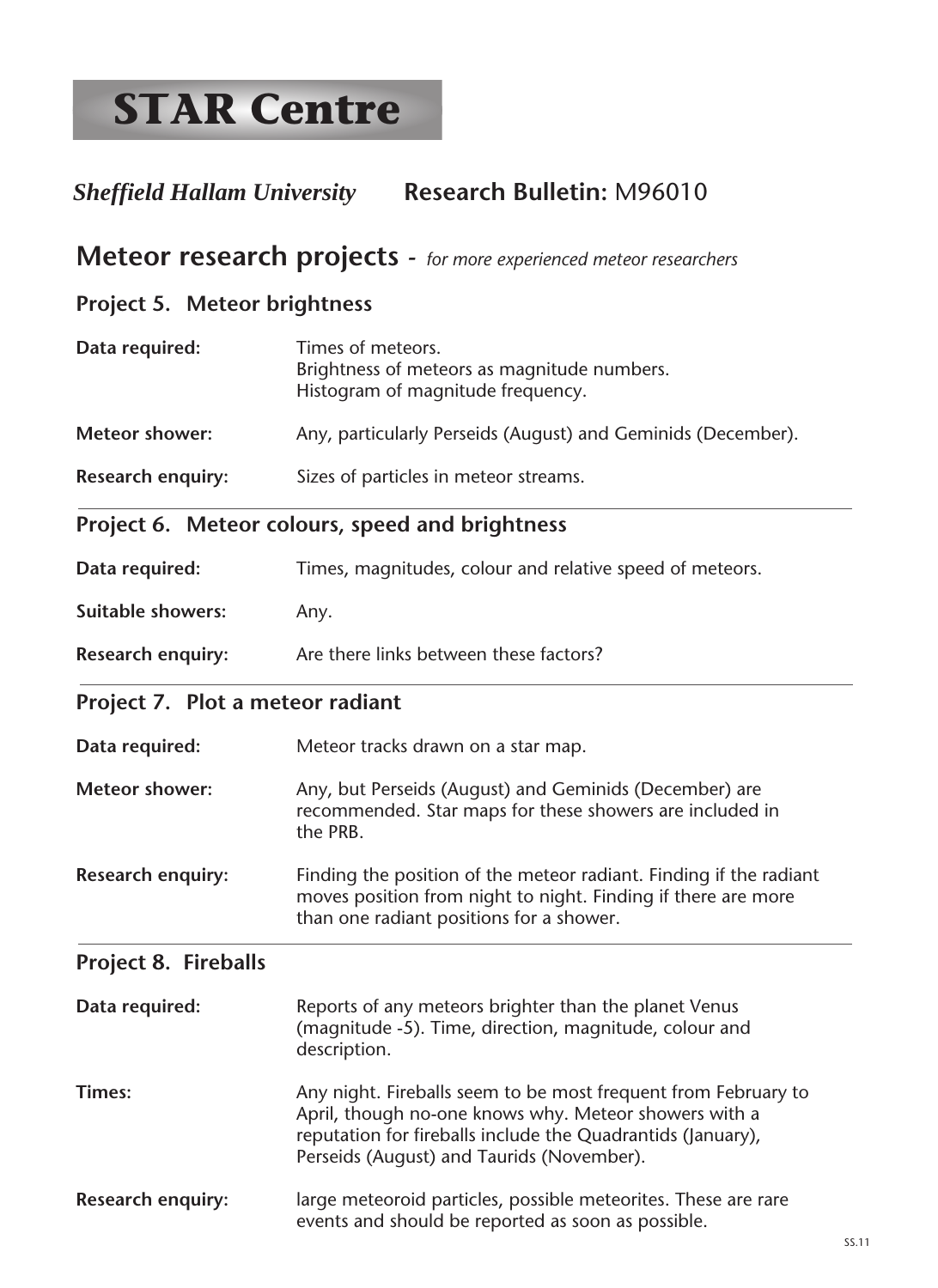# STAR Centre

***Sheffield Hallam University*** **Research Bulletin:** M96010

## Meteor research projects - *for more experienced meteor researchers*

### Project 5. Meteor brightness

**Data required:** Times of meteors.
Brightness of meteors as magnitude numbers.
Histogram of magnitude frequency.

**Meteor shower:** Any, particularly Perseids (August) and Geminids (December).

**Research enquiry:** Sizes of particles in meteor streams.

---

### Project 6. Meteor colours, speed and brightness

**Data required:** Times, magnitudes, colour and relative speed of meteors.

**Suitable showers:** Any.

**Research enquiry:** Are there links between these factors?

---

### Project 7. Plot a meteor radiant

**Data required:** Meteor tracks drawn on a star map.

**Meteor shower:** Any, but Perseids (August) and Geminids (December) are recommended. Star maps for these showers are included in the PRB.

**Research enquiry:** Finding the position of the meteor radiant. Finding if the radiant moves position from night to night. Finding if there are more than one radiant positions for a shower.

---

### Project 8. Fireballs

**Data required:** Reports of any meteors brighter than the planet Venus (magnitude -5). Time, direction, magnitude, colour and description.

**Times:** Any night. Fireballs seem to be most frequent from February to April, though no-one knows why. Meteor showers with a reputation for fireballs include the Quadrantids (January), Perseids (August) and Taurids (November).

**Research enquiry:** large meteoroid particles, possible meteorites. These are rare events and should be reported as soon as possible.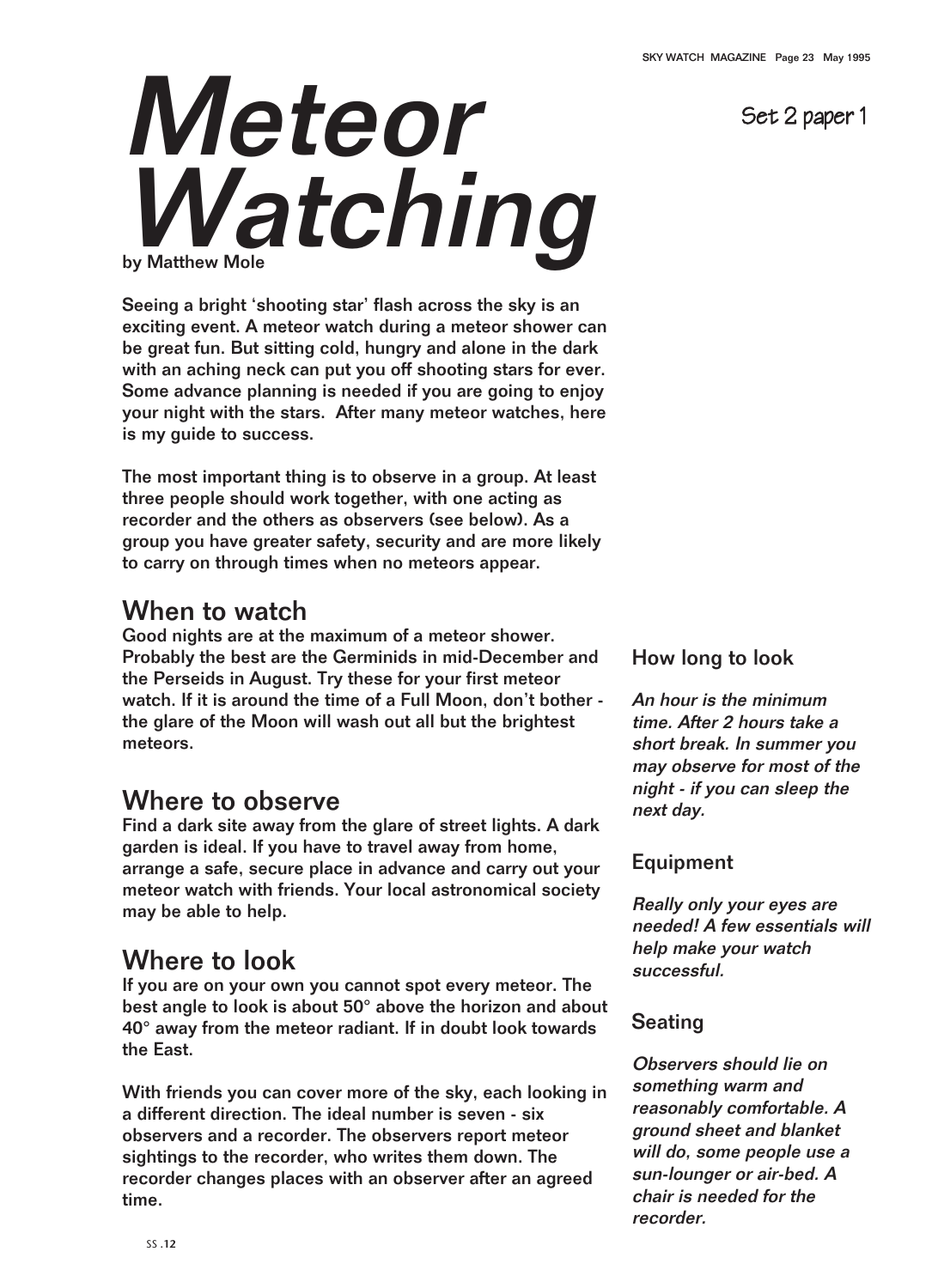# Meteor Watching

by Matthew Mole

Set 2 paper 1

**Seeing a bright 'shooting star' flash across the sky is an exciting event. A meteor watch during a meteor shower can be great fun. But sitting cold, hungry and alone in the dark with an aching neck can put you off shooting stars for ever. Some advance planning is needed if you are going to enjoy your night with the stars. After many meteor watches, here is my guide to success.**

**The most important thing is to observe in a group. At least three people should work together, with one acting as recorder and the others as observers (see below). As a group you have greater safety, security and are more likely to carry on through times when no meteors appear.**

## When to watch

**Good nights are at the maximum of a meteor shower. Probably the best are the Germinids in mid-December and the Perseids in August. Try these for your first meteor watch. If it is around the time of a Full Moon, don't bother - the glare of the Moon will wash out all but the brightest meteors.**

## Where to observe

**Find a dark site away from the glare of street lights. A dark garden is ideal. If you have to travel away from home, arrange a safe, secure place in advance and carry out your meteor watch with friends. Your local astronomical society may be able to help.**

## Where to look

**If you are on your own you cannot spot every meteor. The best angle to look is about 50° above the horizon and about 40° away from the meteor radiant. If in doubt look towards the East.**

**With friends you can cover more of the sky, each looking in a different direction. The ideal number is seven - six observers and a recorder. The observers report meteor sightings to the recorder, who writes them down. The recorder changes places with an observer after an agreed time.**

### How long to look

***An hour is the minimum time. After 2 hours take a short break. In summer you may observe for most of the night - if you can sleep the next day.***

### Equipment

***Really only your eyes are needed! A few essentials will help make your watch successful.***

### Seating

***Observers should lie on something warm and reasonably comfortable. A ground sheet and blanket will do, some people use a sun-lounger or air-bed. A chair is needed for the recorder.***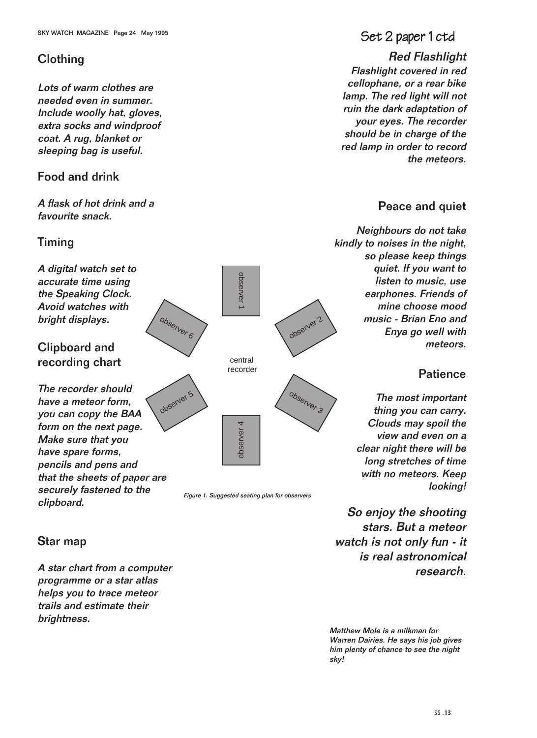Set 2 paper 1 ctd

## Clothing

*Lots of warm clothes are needed even in summer. Include woolly hat, gloves, extra socks and windproof coat. A rug, blanket or sleeping bag is useful.*

## Food and drink

*A flask of hot drink and a favourite snack.*

## Timing

*A digital watch set to accurate time using the Speaking Clock. Avoid watches with bright displays.*

## Clipboard and recording chart

*The recorder should have a meteor form, you can copy the BAA form on the next page. Make sure that you have spare forms, pencils and pens and that the sheets of paper are securely fastened to the clipboard.*

observer 1
observer 2
observer 3
observer 4
observer 5
observer 6
central recorder

*Figure 1. Suggested seating plan for observers*

## Star map

*A star chart from a computer programme or a star atlas helps you to trace meteor trails and estimate their brightness.*

## *Red Flashlight*

*Flashlight covered in red cellophane, or a rear bike lamp. The red light will not ruin the dark adaptation of your eyes. The recorder should be in charge of the red lamp in order to record the meteors.*

## Peace and quiet

*Neighbours do not take kindly to noises in the night, so please keep things quiet. If you want to listen to music, use earphones. Friends of mine choose mood music - Brian Eno and Enya go well with meteors.*

## Patience

*The most important thing you can carry. Clouds may spoil the view and even on a clear night there will be long stretches of time with no meteors. Keep looking!*

***So enjoy the shooting stars. But a meteor watch is not only fun - it is real astronomical research.***

***Matthew Mole is a milkman for Warren Dairies. He says his job gives him plenty of chance to see the night sky!***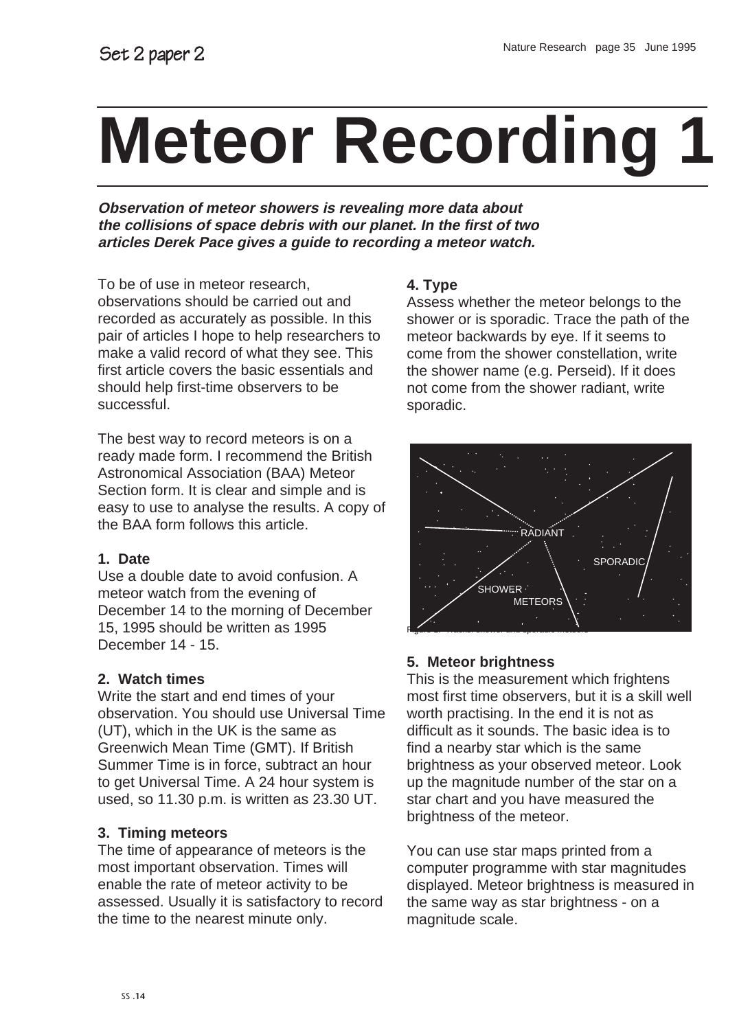# Meteor Recording 1

***Observation of meteor showers is revealing more data about the collisions of space debris with our planet. In the first of two articles Derek Pace gives a guide to recording a meteor watch.***

To be of use in meteor research, observations should be carried out and recorded as accurately as possible. In this pair of articles I hope to help researchers to make a valid record of what they see. This first article covers the basic essentials and should help first-time observers to be successful.

The best way to record meteors is on a ready made form. I recommend the British Astronomical Association (BAA) Meteor Section form. It is clear and simple and is easy to use to analyse the results. A copy of the BAA form follows this article.

### 1. Date

Use a double date to avoid confusion. A meteor watch from the evening of December 14 to the morning of December 15, 1995 should be written as 1995 December 14 - 15.

### 2. Watch times

Write the start and end times of your observation. You should use Universal Time (UT), which in the UK is the same as Greenwich Mean Time (GMT). If British Summer Time is in force, subtract an hour to get Universal Time. A 24 hour system is used, so 11.30 p.m. is written as 23.30 UT.

### 3. Timing meteors

The time of appearance of meteors is the most important observation. Times will enable the rate of meteor activity to be assessed. Usually it is satisfactory to record the time to the nearest minute only.

### 4. Type

Assess whether the meteor belongs to the shower or is sporadic. Trace the path of the meteor backwards by eye. If it seems to come from the shower constellation, write the shower name (e.g. Perseid). If it does not come from the shower radiant, write sporadic.

RADIANT

SPORADIC

SHOWER METEORS

Figure 1: Radiant, shower and sporadic meteors

### 5. Meteor brightness

This is the measurement which frightens most first time observers, but it is a skill well worth practising. In the end it is not as difficult as it sounds. The basic idea is to find a nearby star which is the same brightness as your observed meteor. Look up the magnitude number of the star on a star chart and you have measured the brightness of the meteor.

You can use star maps printed from a computer programme with star magnitudes displayed. Meteor brightness is measured in the same way as star brightness - on a magnitude scale.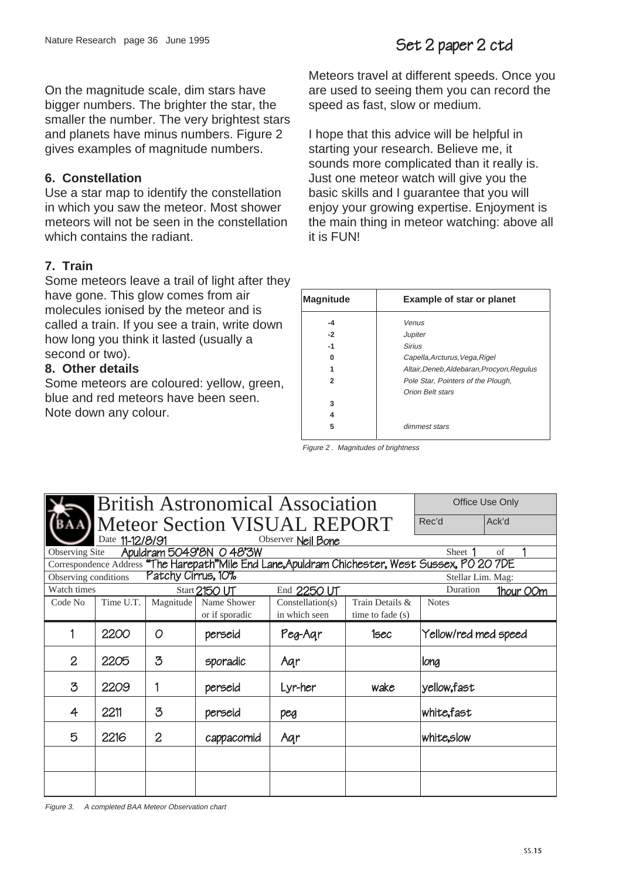Set 2 paper 2 ctd

On the magnitude scale, dim stars have bigger numbers. The brighter the star, the smaller the number. The very brightest stars and planets have minus numbers. Figure 2 gives examples of magnitude numbers.

### 6. Constellation

Use a star map to identify the constellation in which you saw the meteor. Most shower meteors will not be seen in the constellation which contains the radiant.

### 7. Train

Some meteors leave a trail of light after they have gone. This glow comes from air molecules ionised by the meteor and is called a train. If you see a train, write down how long you think it lasted (usually a second or two).

### 8. Other details

Some meteors are coloured: yellow, green, blue and red meteors have been seen. Note down any colour.

Meteors travel at different speeds. Once you are used to seeing them you can record the speed as fast, slow or medium.

I hope that this advice will be helpful in starting your research. Believe me, it sounds more complicated than it really is. Just one meteor watch will give you the basic skills and I guarantee that you will enjoy your growing expertise. Enjoyment is the main thing in meteor watching: above all it is FUN!

| Magnitude | Example of star or planet |
|---|---|
| -4 | *Venus* |
| -2 | *Jupiter* |
| -1 | *Sirius* |
| 0 | *Capella,Arcturus,Vega,Rigel* |
| 1 | *Altair,Deneb,Aldebaran,Procyon,Regulus* |
| 2 | *Pole Star, Pointers of the Plough, Orion Belt stars* |
| 3 | |
| 4 | |
| 5 | *dimmest stars* |

*Figure 2 . Magnitudes of brightness*

**British Astronomical Association**
**Meteor Section VISUAL REPORT**

Office Use Only — Rec'd — Ack'd

Date 11-12/8/91 Observer Neil Bone

Observing Site Apuldram 5049'8N 0 48'3W Sheet 1 of 1

Correspondence Address "The Harepath" Mile End Lane, Apuldram Chichester, West Sussex, PO 20 7DE

Observing conditions Patchy Cirrus, 10% Stellar Lim. Mag:

Watch times Start 2150 UT End 2250 UT Duration 1hour 00m

| Code No | Time U.T. | Magnitude | Name Shower or if sporadic | Constellation(s) in which seen | Train Details & time to fade (s) | Notes |
|---|---|---|---|---|---|---|
| 1 | 2200 | 0 | perseid | Peg-Aqr | 1sec | Yellow/red med speed |
| 2 | 2205 | 3 | sporadic | Aqr | | long |
| 3 | 2209 | 1 | perseid | Lyr-her | wake | yellow,fast |
| 4 | 2211 | 3 | perseid | peg | | white,fast |
| 5 | 2216 | 2 | cappacornid | Aqr | | white,slow |
| | | | | | | |
| | | | | | | |

*Figure 3. A completed BAA Meteor Observation chart*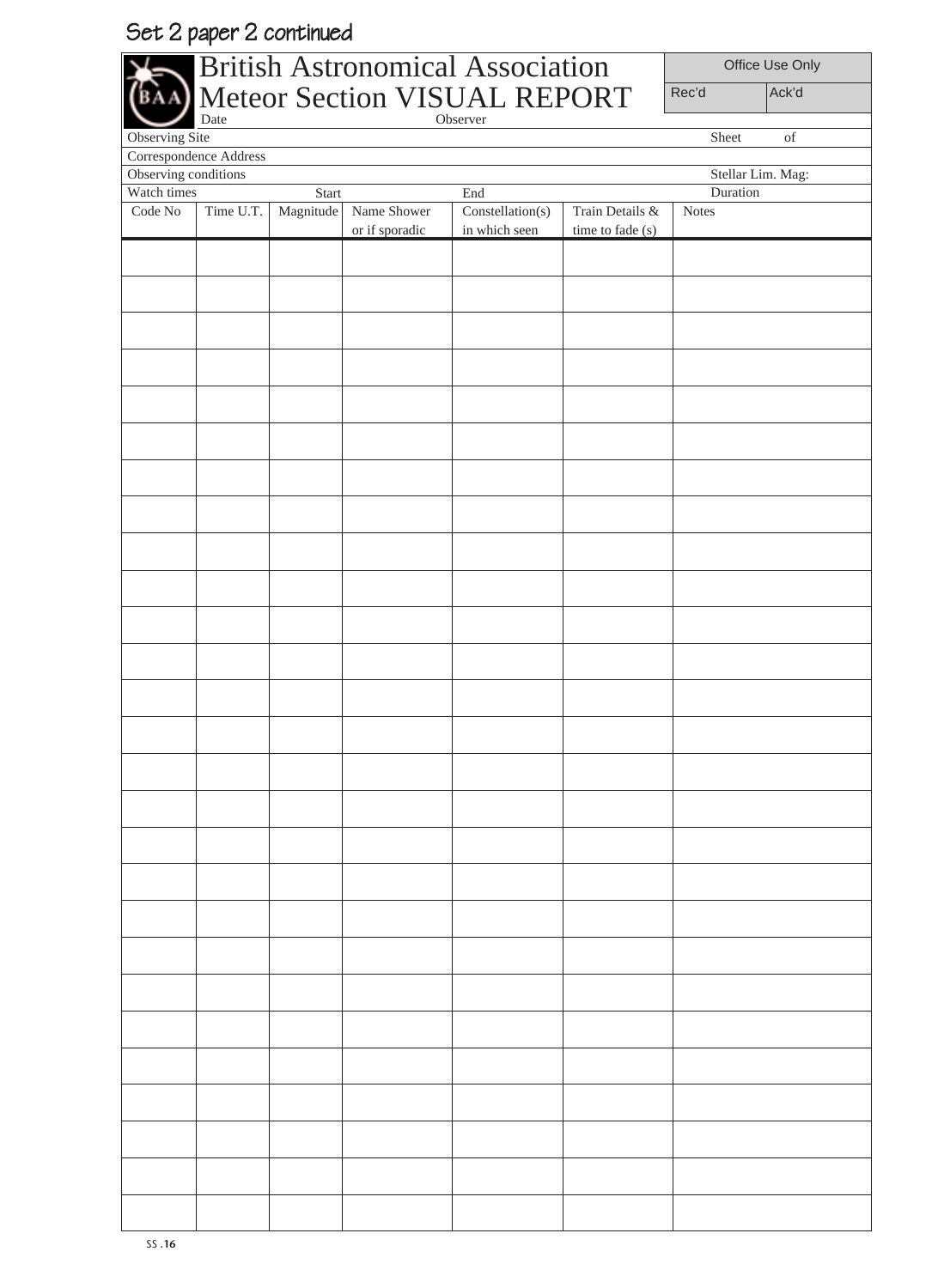Set 2 paper 2 continued

# British Astronomical Association Meteor Section VISUAL REPORT

| Office Use Only | |
|---|---|
| Rec'd | Ack'd |

Date Observer

Observing Site Sheet of

Correspondence Address

Observing conditions Stellar Lim. Mag:

Watch times Start End Duration

| Code No | Time U.T. | Magnitude | Name Shower or if sporadic | Constellation(s) in which seen | Train Details & time to fade (s) | Notes |
|---|---|---|---|---|---|---|
| | | | | | | |
| | | | | | | |
| | | | | | | |
| | | | | | | |
| | | | | | | |
| | | | | | | |
| | | | | | | |
| | | | | | | |
| | | | | | | |
| | | | | | | |
| | | | | | | |
| | | | | | | |
| | | | | | | |
| | | | | | | |
| | | | | | | |
| | | | | | | |
| | | | | | | |
| | | | | | | |
| | | | | | | |
| | | | | | | |
| | | | | | | |
| | | | | | | |
| | | | | | | |
| | | | | | | |
| | | | | | | |
| | | | | | | |
| | | | | | | |

SS.16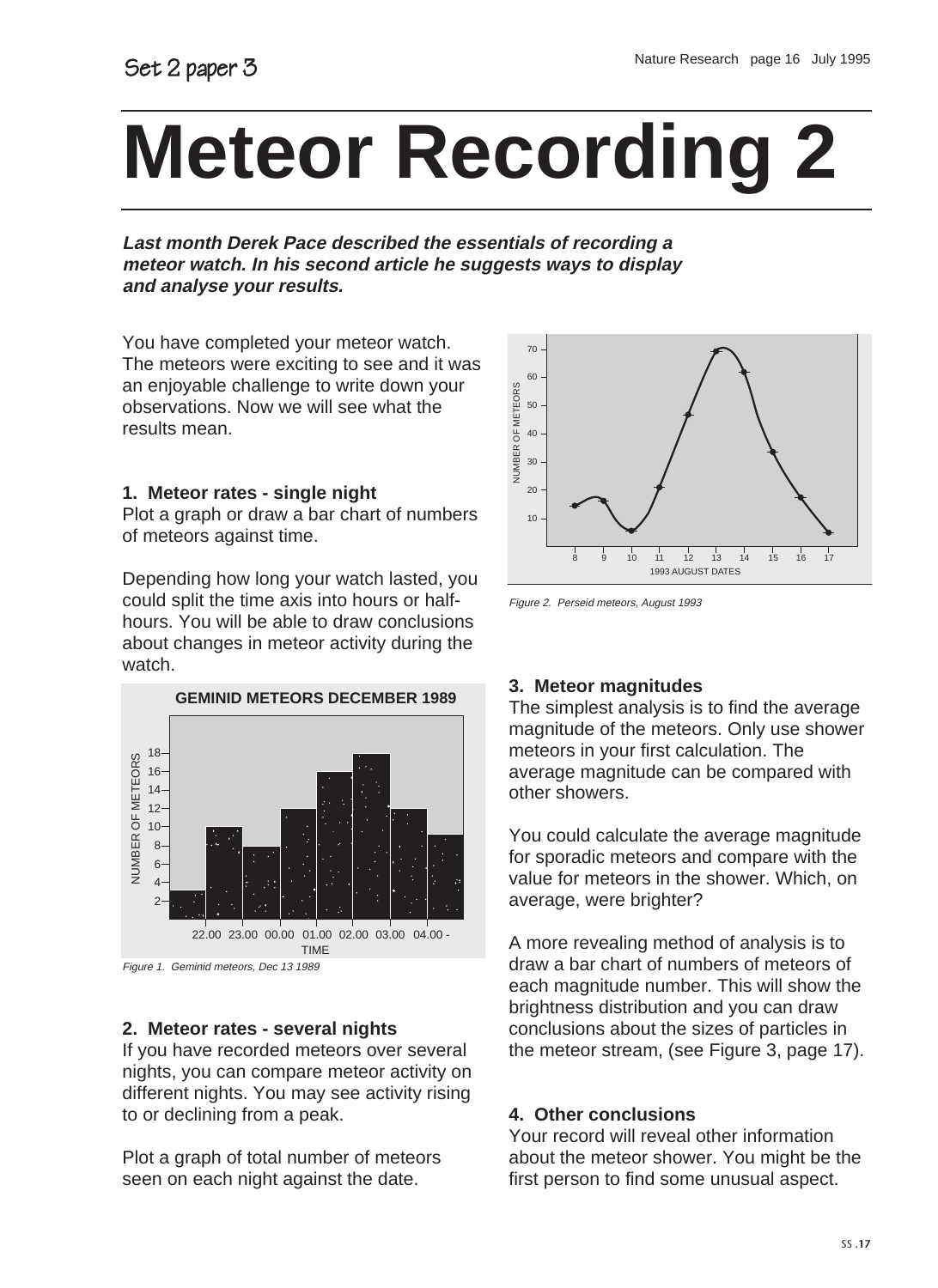# Meteor Recording 2

***Last month Derek Pace described the essentials of recording a meteor watch. In his second article he suggests ways to display and analyse your results.***

You have completed your meteor watch. The meteors were exciting to see and it was an enjoyable challenge to write down your observations. Now we will see what the results mean.

### 1. Meteor rates - single night

Plot a graph or draw a bar chart of numbers of meteors against time.

Depending how long your watch lasted, you could split the time axis into hours or half-hours. You will be able to draw conclusions about changes in meteor activity during the watch.

*Figure 1. Geminid meteors, Dec 13 1989*

### 2. Meteor rates - several nights

If you have recorded meteors over several nights, you can compare meteor activity on different nights. You may see activity rising to or declining from a peak.

Plot a graph of total number of meteors seen on each night against the date.

*Figure 2. Perseid meteors, August 1993*

### 3. Meteor magnitudes

The simplest analysis is to find the average magnitude of the meteors. Only use shower meteors in your first calculation. The average magnitude can be compared with other showers.

You could calculate the average magnitude for sporadic meteors and compare with the value for meteors in the shower. Which, on average, were brighter?

A more revealing method of analysis is to draw a bar chart of numbers of meteors of each magnitude number. This will show the brightness distribution and you can draw conclusions about the sizes of particles in the meteor stream, (see Figure 3, page 17).

### 4. Other conclusions

Your record will reveal other information about the meteor shower. You might be the first person to find some unusual aspect.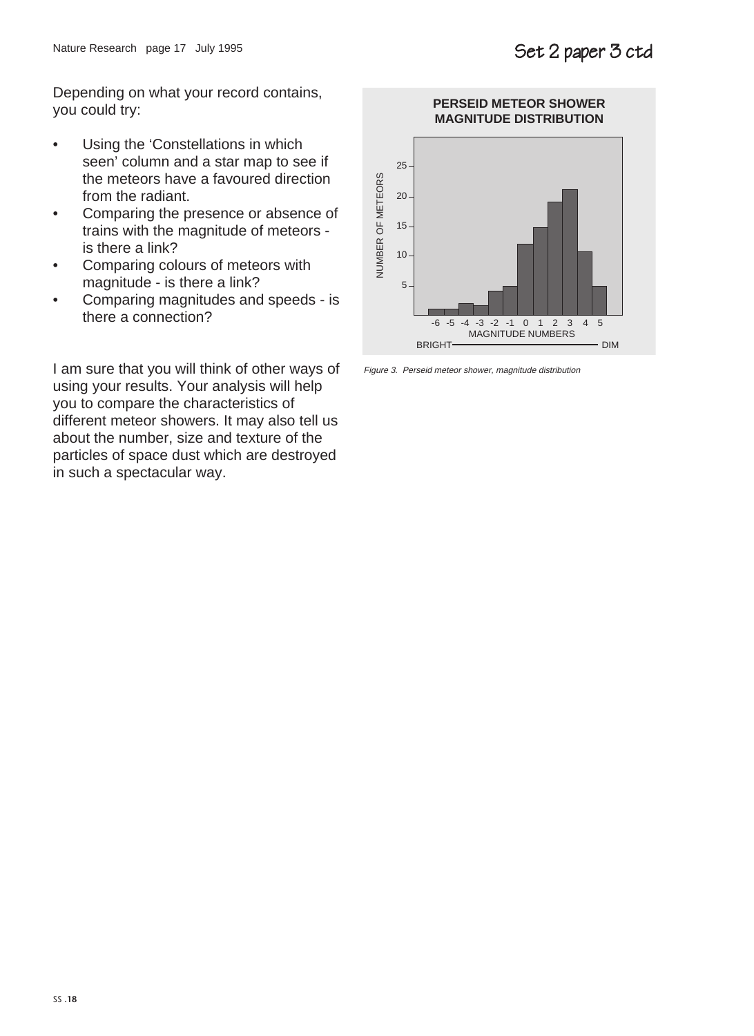Depending on what your record contains, you could try:

- Using the 'Constellations in which seen' column and a star map to see if the meteors have a favoured direction from the radiant.
- Comparing the presence or absence of trains with the magnitude of meteors - is there a link?
- Comparing colours of meteors with magnitude - is there a link?
- Comparing magnitudes and speeds - is there a connection?

I am sure that you will think of other ways of using your results. Your analysis will help you to compare the characteristics of different meteor showers. It may also tell us about the number, size and texture of the particles of space dust which are destroyed in such a spectacular way.

*Figure 3. Perseid meteor shower, magnitude distribution*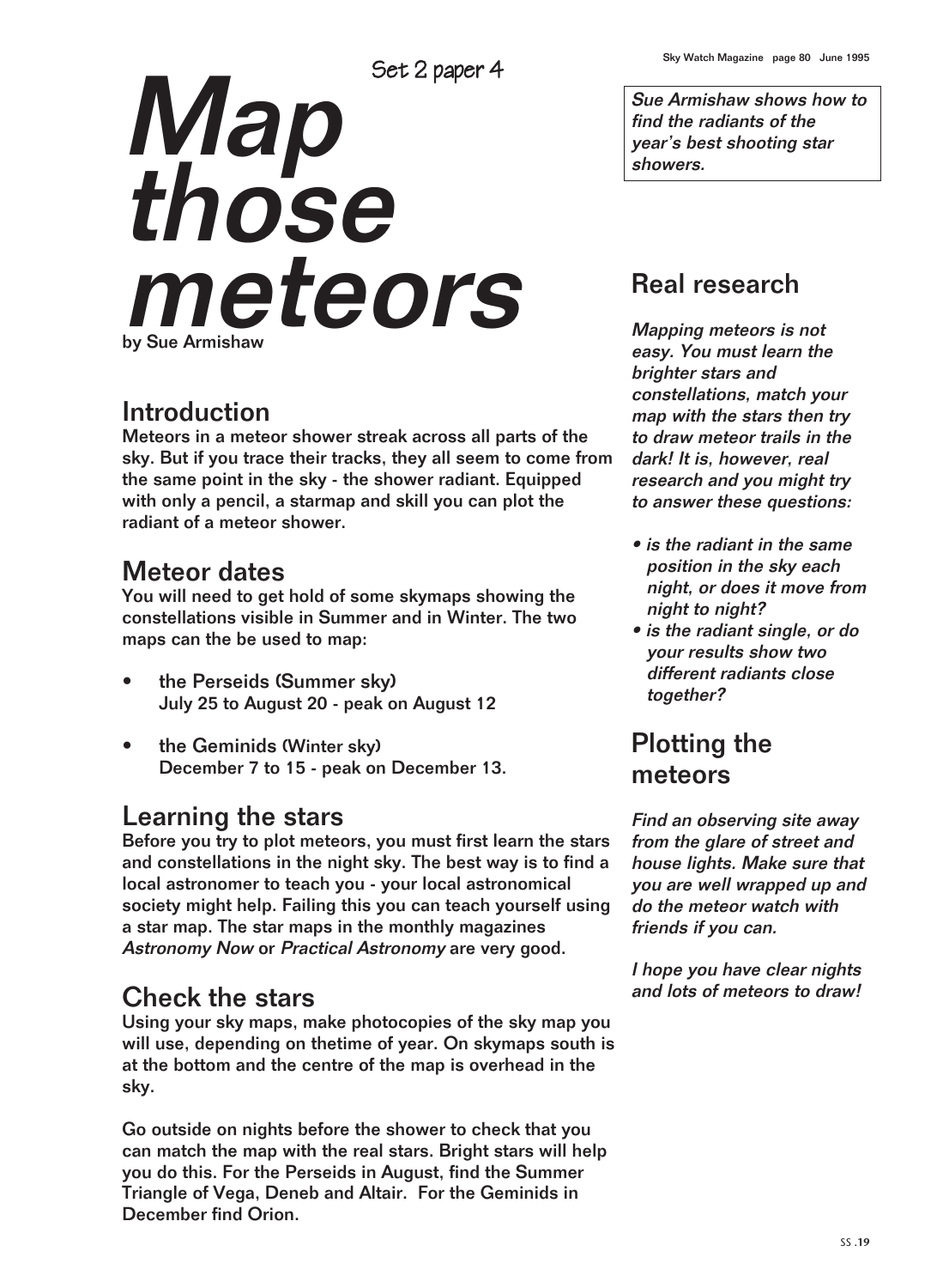Set 2 paper 4

# Map those meteors

by Sue Armishaw

*Sue Armishaw shows how to find the radiants of the year's best shooting star showers.*

## Introduction

Meteors in a meteor shower streak across all parts of the sky. But if you trace their tracks, they all seem to come from the same point in the sky - the shower radiant. Equipped with only a pencil, a starmap and skill you can plot the radiant of a meteor shower.

## Meteor dates

You will need to get hold of some skymaps showing the constellations visible in Summer and in Winter. The two maps can the be used to map:

- the Perseids (Summer sky)
  July 25 to August 20 - peak on August 12
- the Geminids (Winter sky)
  December 7 to 15 - peak on December 13.

## Learning the stars

Before you try to plot meteors, you must first learn the stars and constellations in the night sky. The best way is to find a local astronomer to teach you - your local astronomical society might help. Failing this you can teach yourself using a star map. The star maps in the monthly magazines *Astronomy Now* or *Practical Astronomy* are very good.

## Check the stars

Using your sky maps, make photocopies of the sky map you will use, depending on thetime of year. On skymaps south is at the bottom and the centre of the map is overhead in the sky.

Go outside on nights before the shower to check that you can match the map with the real stars. Bright stars will help you do this. For the Perseids in August, find the Summer Triangle of Vega, Deneb and Altair. For the Geminids in December find Orion.

## Real research

*Mapping meteors is not easy. You must learn the brighter stars and constellations, match your map with the stars then try to draw meteor trails in the dark! It is, however, real research and you might try to answer these questions:*

- *is the radiant in the same position in the sky each night, or does it move from night to night?*
- *is the radiant single, or do your results show two different radiants close together?*

## Plotting the meteors

*Find an observing site away from the glare of street and house lights. Make sure that you are well wrapped up and do the meteor watch with friends if you can.*

*I hope you have clear nights and lots of meteors to draw!*